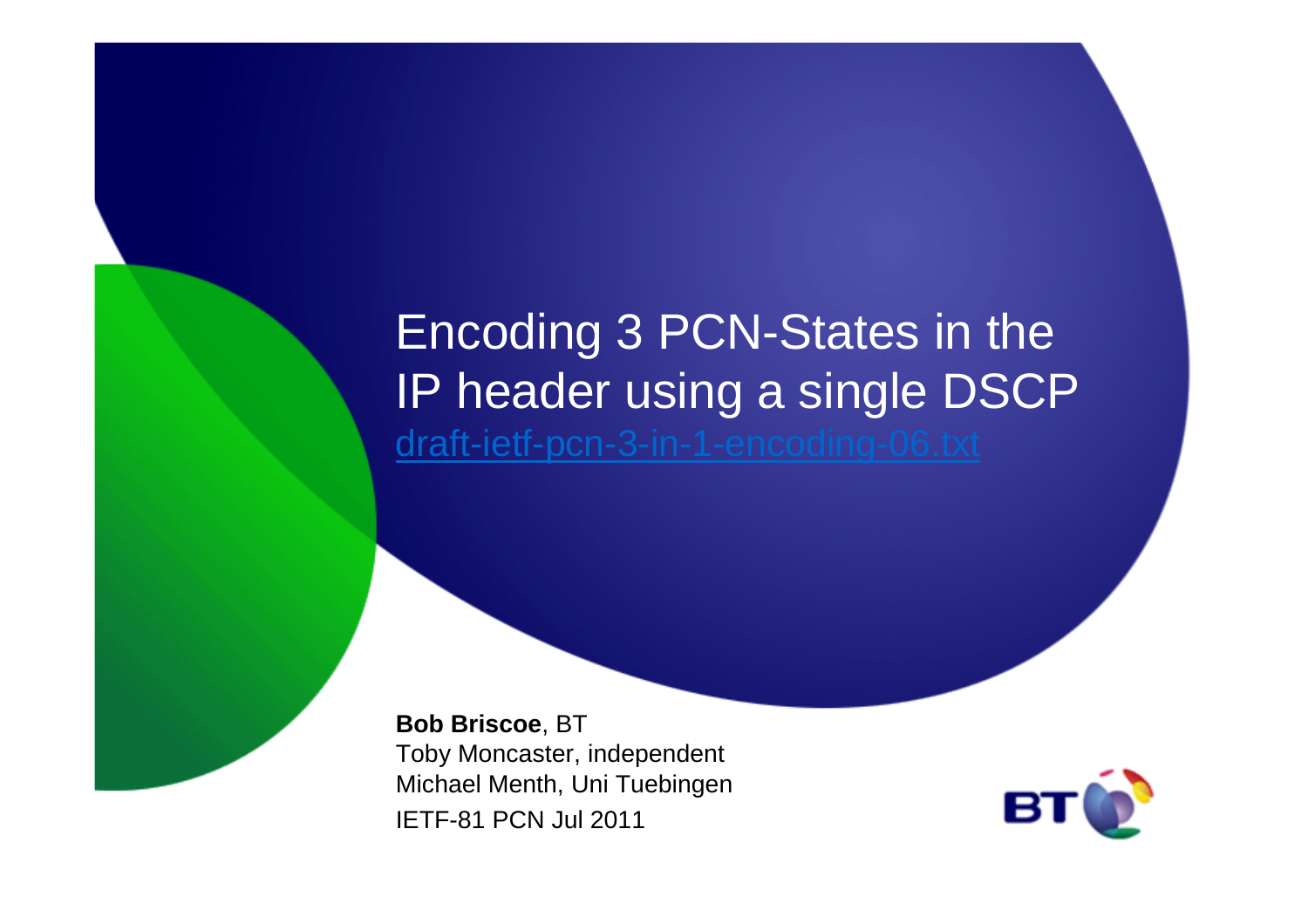# Encoding 3 PCN-States in the IP header using a single DSCP

draft-ietf-pcn-3-in-1-encoding-06.txt

**Bob Briscoe**, BT
Toby Moncaster, independent
Michael Menth, Uni Tuebingen
IETF-81 PCN Jul 2011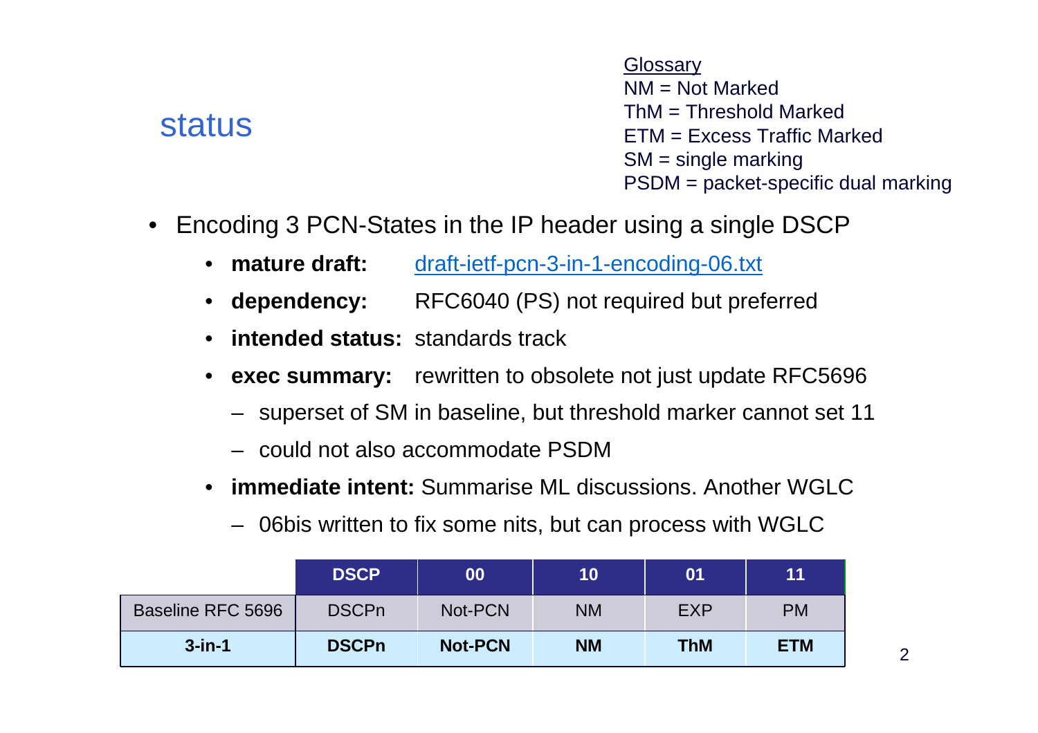## status

<u>Glossary</u>
NM = Not Marked
ThM = Threshold Marked
ETM = Excess Traffic Marked
SM = single marking
PSDM = packet-specific dual marking

- Encoding 3 PCN-States in the IP header using a single DSCP
  - **mature draft:** [draft-ietf-pcn-3-in-1-encoding-06.txt](draft-ietf-pcn-3-in-1-encoding-06.txt)
  - **dependency:** RFC6040 (PS) not required but preferred
  - **intended status:** standards track
  - **exec summary:** rewritten to obsolete not just update RFC5696
    - superset of SM in baseline, but threshold marker cannot set 11
    - could not also accommodate PSDM
  - **immediate intent:** Summarise ML discussions. Another WGLC
    - 06bis written to fix some nits, but can process with WGLC

| | DSCP | 00 | 10 | 01 | 11 |
|---|---|---|---|---|---|
| Baseline RFC 5696 | DSCPn | Not-PCN | NM | EXP | PM |
| **3-in-1** | **DSCPn** | **Not-PCN** | **NM** | **ThM** | **ETM** |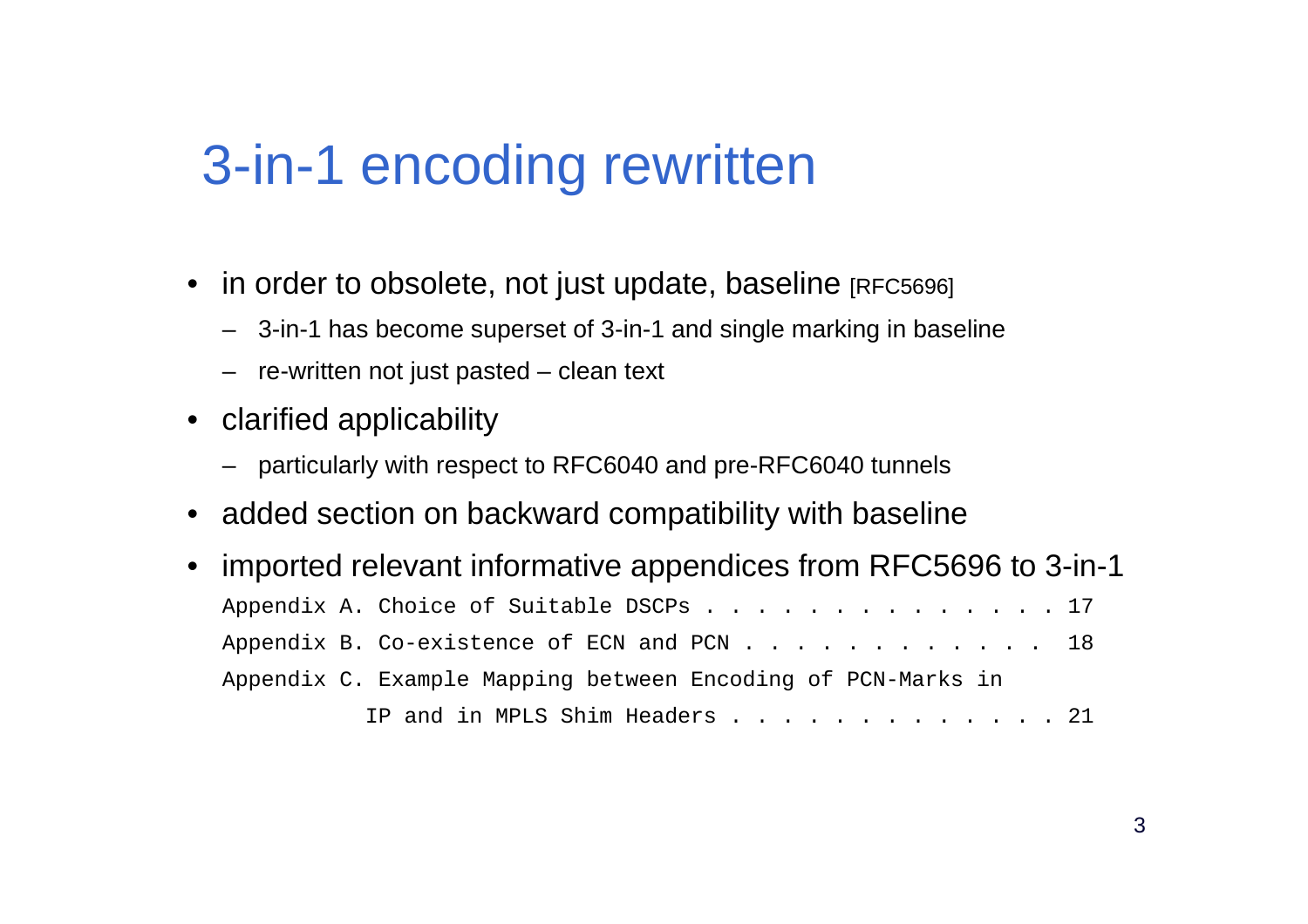# 3-in-1 encoding rewritten

- in order to obsolete, not just update, baseline [RFC5696]
  - 3-in-1 has become superset of 3-in-1 and single marking in baseline
  - re-written not just pasted – clean text
- clarified applicability
  - particularly with respect to RFC6040 and pre-RFC6040 tunnels
- added section on backward compatibility with baseline
- imported relevant informative appendices from RFC5696 to 3-in-1

```
Appendix A. Choice of Suitable DSCPs . . . . . . . . . . . . . . 17
Appendix B. Co-existence of ECN and PCN . . . . . . . . . . . .  18
Appendix C. Example Mapping between Encoding of PCN-Marks in
           IP and in MPLS Shim Headers . . . . . . . . . . . . . 21
```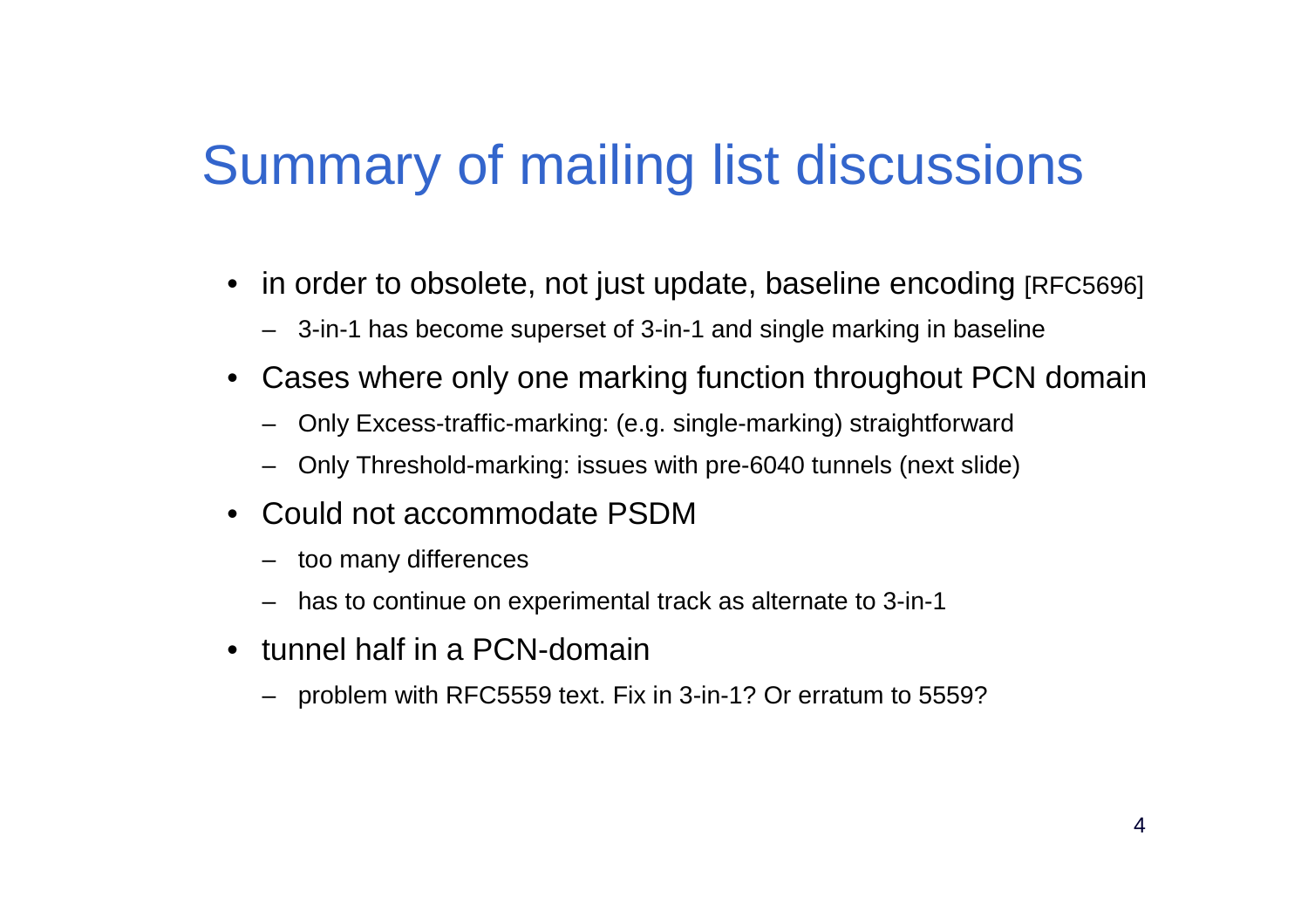# Summary of mailing list discussions

- in order to obsolete, not just update, baseline encoding [RFC5696]
  - 3-in-1 has become superset of 3-in-1 and single marking in baseline
- Cases where only one marking function throughout PCN domain
  - Only Excess-traffic-marking: (e.g. single-marking) straightforward
  - Only Threshold-marking: issues with pre-6040 tunnels (next slide)
- Could not accommodate PSDM
  - too many differences
  - has to continue on experimental track as alternate to 3-in-1
- tunnel half in a PCN-domain
  - problem with RFC5559 text. Fix in 3-in-1? Or erratum to 5559?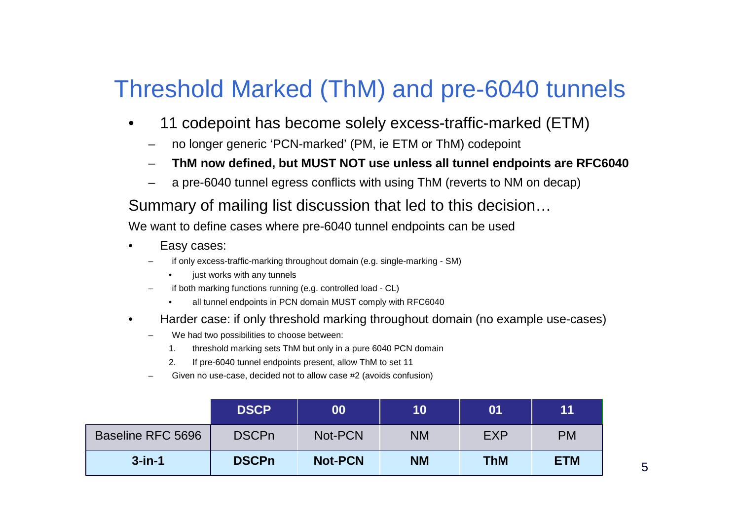# Threshold Marked (ThM) and pre-6040 tunnels

- 11 codepoint has become solely excess-traffic-marked (ETM)
  - no longer generic 'PCN-marked' (PM, ie ETM or ThM) codepoint
  - **ThM now defined, but MUST NOT use unless all tunnel endpoints are RFC6040**
  - a pre-6040 tunnel egress conflicts with using ThM (reverts to NM on decap)

## Summary of mailing list discussion that led to this decision…

We want to define cases where pre-6040 tunnel endpoints can be used

- Easy cases:
  - if only excess-traffic-marking throughout domain (e.g. single-marking - SM)
    - just works with any tunnels
  - if both marking functions running (e.g. controlled load - CL)
    - all tunnel endpoints in PCN domain MUST comply with RFC6040
- Harder case: if only threshold marking throughout domain (no example use-cases)
  - We had two possibilities to choose between:
    1. threshold marking sets ThM but only in a pure 6040 PCN domain
    2. If pre-6040 tunnel endpoints present, allow ThM to set 11
  - Given no use-case, decided not to allow case #2 (avoids confusion)

| | DSCP | 00 | 10 | 01 | 11 |
|---|---|---|---|---|---|
| Baseline RFC 5696 | DSCPn | Not-PCN | NM | EXP | PM |
| **3-in-1** | **DSCPn** | **Not-PCN** | **NM** | **ThM** | **ETM** |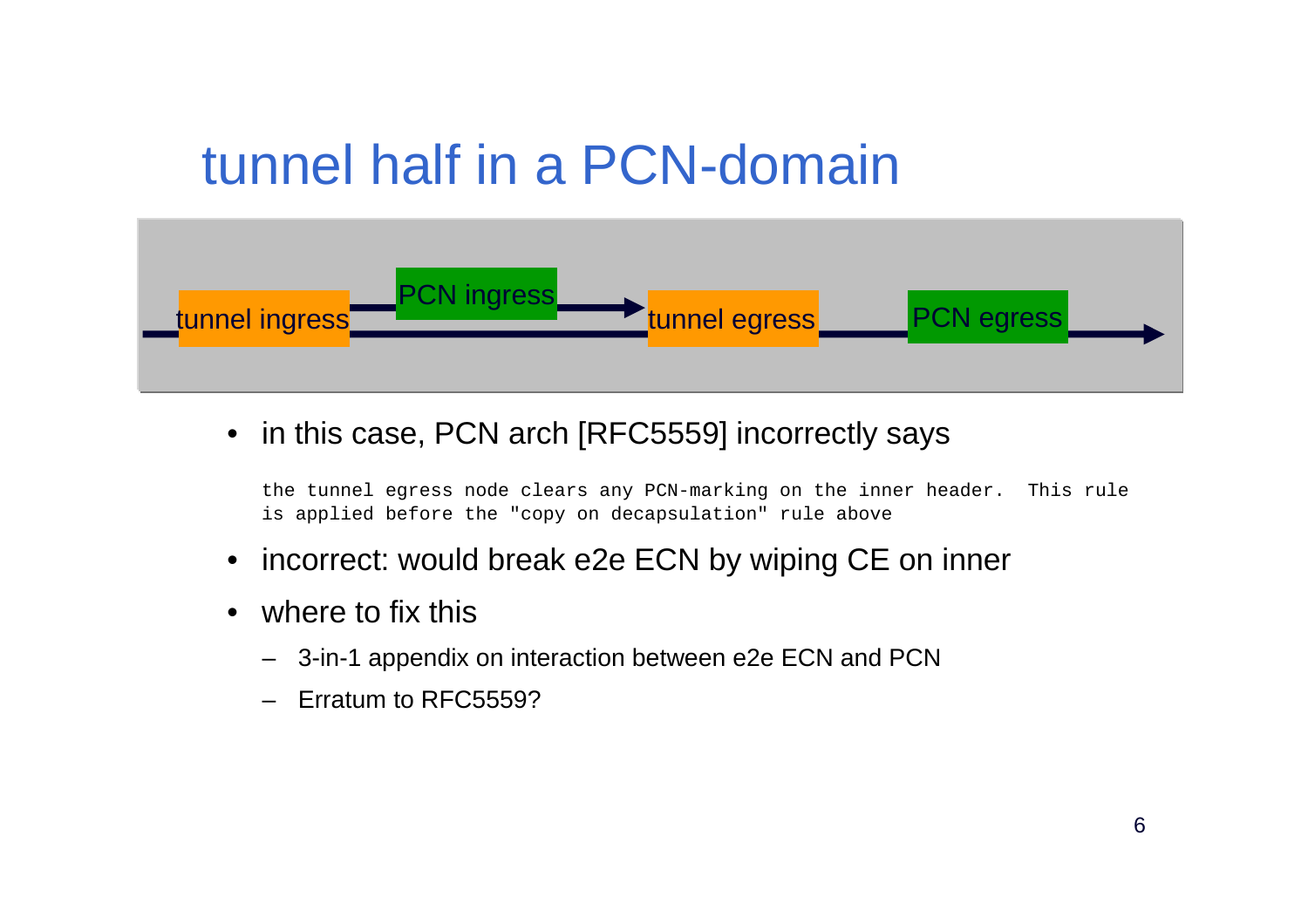# tunnel half in a PCN-domain

tunnel ingress → PCN ingress → tunnel egress → PCN egress

- in this case, PCN arch [RFC5559] incorrectly says

```
the tunnel egress node clears any PCN-marking on the inner header.  This rule
is applied before the "copy on decapsulation" rule above
```

- incorrect: would break e2e ECN by wiping CE on inner
- where to fix this
  - 3-in-1 appendix on interaction between e2e ECN and PCN
  - Erratum to RFC5559?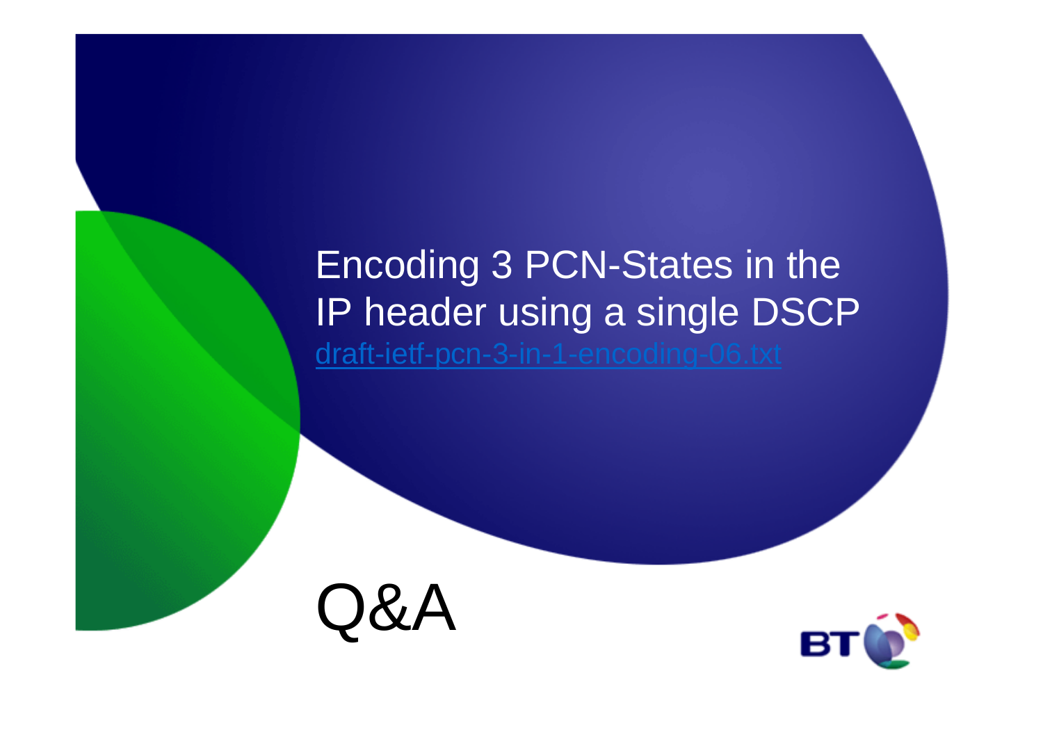# Encoding 3 PCN-States in the IP header using a single DSCP

draft-ietf-pcn-3-in-1-encoding-06.txt

# Q&A